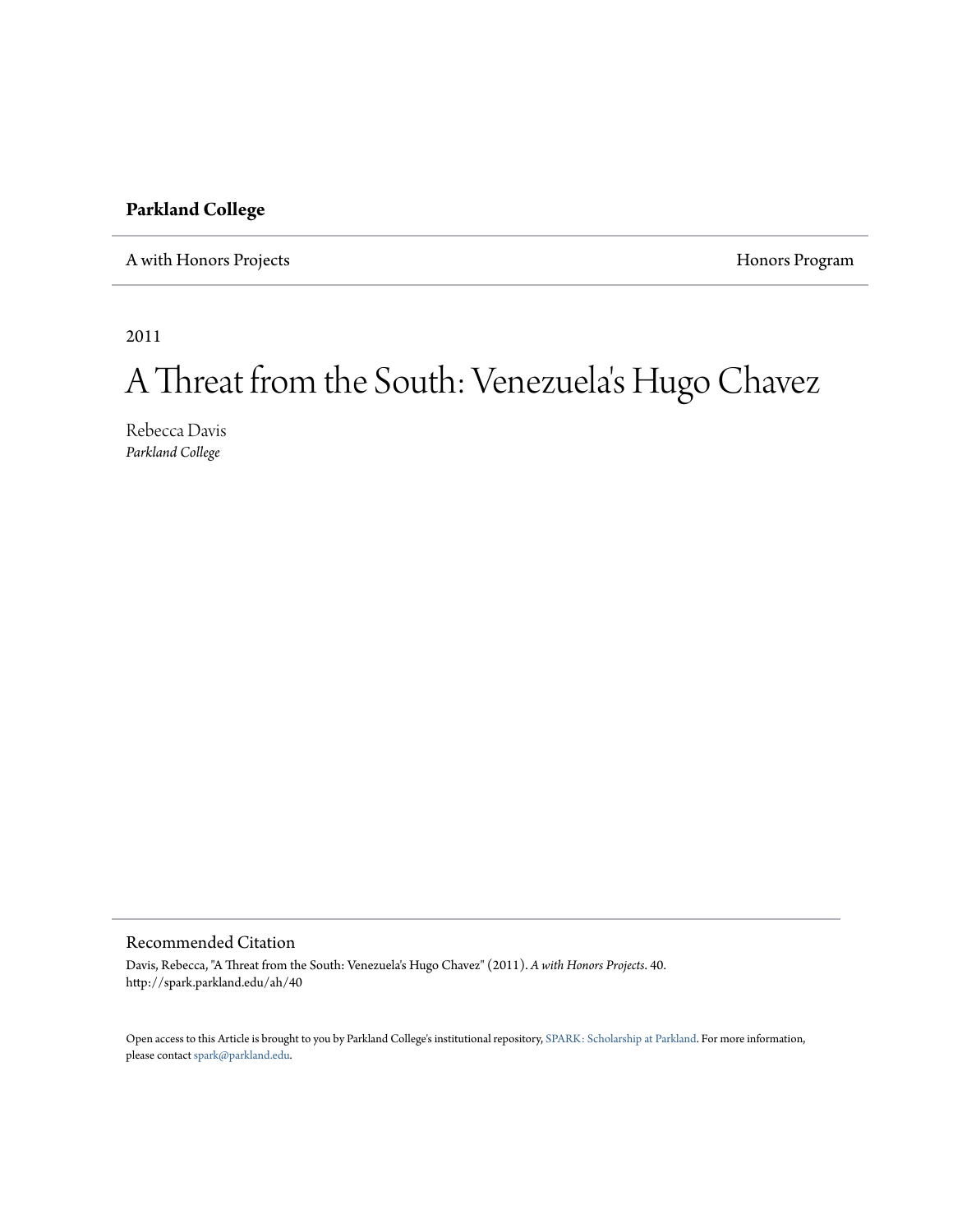**Parkland College**

A with Honors Projects | Honors Program

2011

# A Threat from the South: Venezuela's Hugo Chavez

Rebecca Davis
*Parkland College*

## Recommended Citation

Davis, Rebecca, "A Threat from the South: Venezuela's Hugo Chavez" (2011). *A with Honors Projects*. 40.
http://spark.parkland.edu/ah/40

Open access to this Article is brought to you by Parkland College's institutional repository, SPARK: Scholarship at Parkland. For more information, please contact spark@parkland.edu.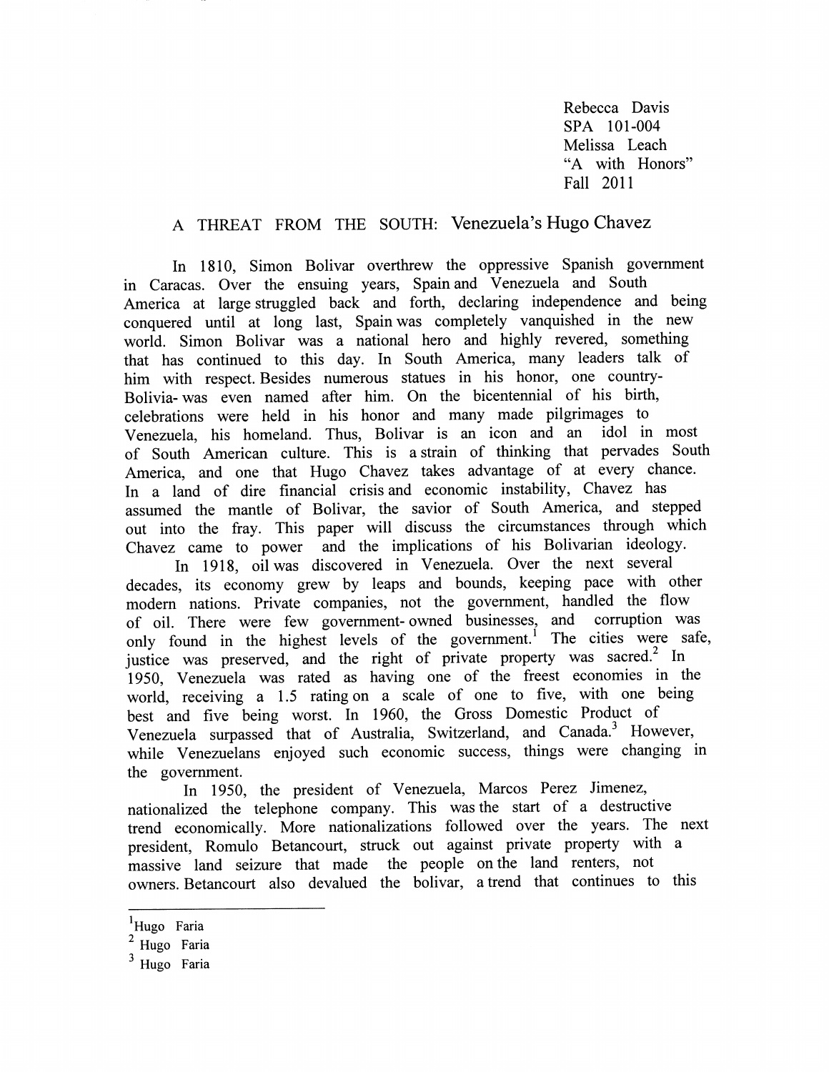Rebecca Davis
SPA 101-004
Melissa Leach
"A with Honors"
Fall 2011

## A THREAT FROM THE SOUTH: Venezuela's Hugo Chavez

In 1810, Simon Bolivar overthrew the oppressive Spanish government in Caracas. Over the ensuing years, Spain and Venezuela and South America at large struggled back and forth, declaring independence and being conquered until at long last, Spain was completely vanquished in the new world. Simon Bolivar was a national hero and highly revered, something that has continued to this day. In South America, many leaders talk of him with respect. Besides numerous statues in his honor, one country- Bolivia- was even named after him. On the bicentennial of his birth, celebrations were held in his honor and many made pilgrimages to Venezuela, his homeland. Thus, Bolivar is an icon and an idol in most of South American culture. This is a strain of thinking that pervades South America, and one that Hugo Chavez takes advantage of at every chance. In a land of dire financial crisis and economic instability, Chavez has assumed the mantle of Bolivar, the savior of South America, and stepped out into the fray. This paper will discuss the circumstances through which Chavez came to power and the implications of his Bolivarian ideology.

In 1918, oil was discovered in Venezuela. Over the next several decades, its economy grew by leaps and bounds, keeping pace with other modern nations. Private companies, not the government, handled the flow of oil. There were few government- owned businesses, and corruption was only found in the highest levels of the government.[1] The cities were safe, justice was preserved, and the right of private property was sacred.[2] In 1950, Venezuela was rated as having one of the freest economies in the world, receiving a 1.5 rating on a scale of one to five, with one being best and five being worst. In 1960, the Gross Domestic Product of Venezuela surpassed that of Australia, Switzerland, and Canada.[3] However, while Venezuelans enjoyed such economic success, things were changing in the government.

In 1950, the president of Venezuela, Marcos Perez Jimenez, nationalized the telephone company. This was the start of a destructive trend economically. More nationalizations followed over the years. The next president, Romulo Betancourt, struck out against private property with a massive land seizure that made the people on the land renters, not owners. Betancourt also devalued the bolivar, a trend that continues to this

---

[1] Hugo Faria
[2] Hugo Faria
[3] Hugo Faria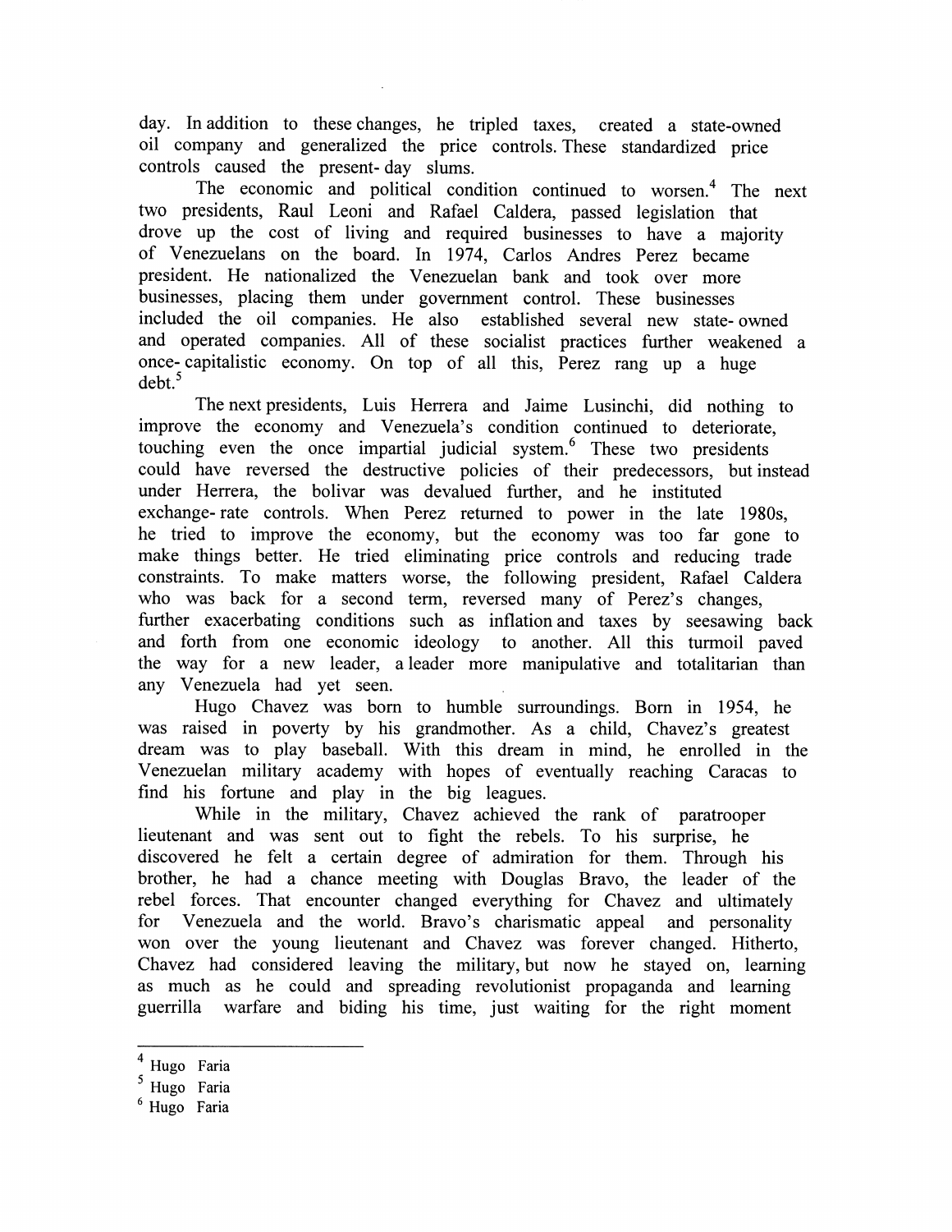day. In addition to these changes, he tripled taxes, created a state-owned oil company and generalized the price controls. These standardized price controls caused the present- day slums.

The economic and political condition continued to worsen.[4] The next two presidents, Raul Leoni and Rafael Caldera, passed legislation that drove up the cost of living and required businesses to have a majority of Venezuelans on the board. In 1974, Carlos Andres Perez became president. He nationalized the Venezuelan bank and took over more businesses, placing them under government control. These businesses included the oil companies. He also established several new state- owned and operated companies. All of these socialist practices further weakened a once- capitalistic economy. On top of all this, Perez rang up a huge debt.[5]

The next presidents, Luis Herrera and Jaime Lusinchi, did nothing to improve the economy and Venezuela's condition continued to deteriorate, touching even the once impartial judicial system.[6] These two presidents could have reversed the destructive policies of their predecessors, but instead under Herrera, the bolivar was devalued further, and he instituted exchange- rate controls. When Perez returned to power in the late 1980s, he tried to improve the economy, but the economy was too far gone to make things better. He tried eliminating price controls and reducing trade constraints. To make matters worse, the following president, Rafael Caldera who was back for a second term, reversed many of Perez's changes, further exacerbating conditions such as inflation and taxes by seesawing back and forth from one economic ideology to another. All this turmoil paved the way for a new leader, a leader more manipulative and totalitarian than any Venezuela had yet seen.

Hugo Chavez was born to humble surroundings. Born in 1954, he was raised in poverty by his grandmother. As a child, Chavez's greatest dream was to play baseball. With this dream in mind, he enrolled in the Venezuelan military academy with hopes of eventually reaching Caracas to find his fortune and play in the big leagues.

While in the military, Chavez achieved the rank of paratrooper lieutenant and was sent out to fight the rebels. To his surprise, he discovered he felt a certain degree of admiration for them. Through his brother, he had a chance meeting with Douglas Bravo, the leader of the rebel forces. That encounter changed everything for Chavez and ultimately for Venezuela and the world. Bravo's charismatic appeal and personality won over the young lieutenant and Chavez was forever changed. Hitherto, Chavez had considered leaving the military, but now he stayed on, learning as much as he could and spreading revolutionist propaganda and learning guerrilla warfare and biding his time, just waiting for the right moment

---

[4] Hugo Faria

[5] Hugo Faria

[6] Hugo Faria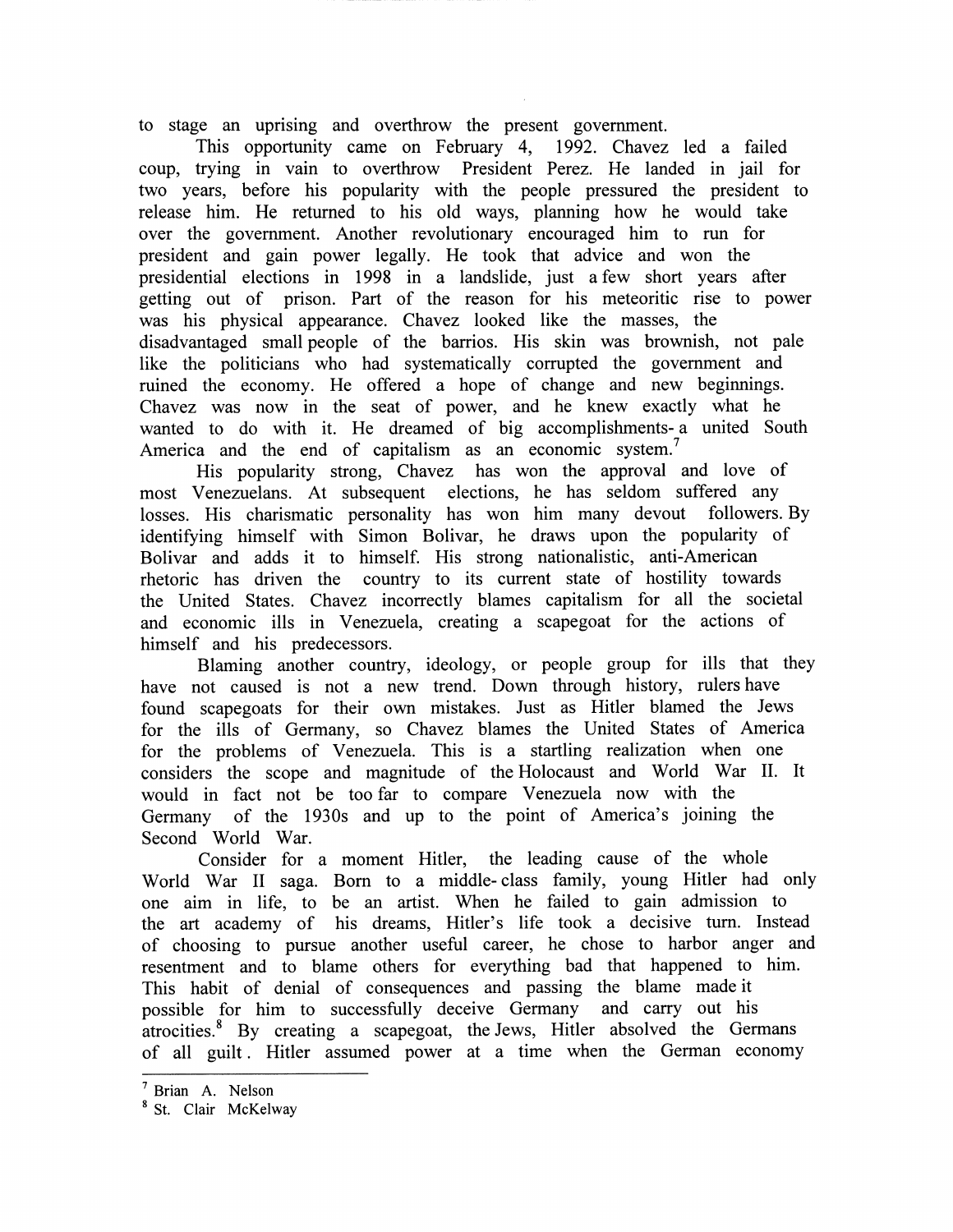to stage an uprising and overthrow the present government.

This opportunity came on February 4, 1992. Chavez led a failed coup, trying in vain to overthrow President Perez. He landed in jail for two years, before his popularity with the people pressured the president to release him. He returned to his old ways, planning how he would take over the government. Another revolutionary encouraged him to run for president and gain power legally. He took that advice and won the presidential elections in 1998 in a landslide, just a few short years after getting out of prison. Part of the reason for his meteoritic rise to power was his physical appearance. Chavez looked like the masses, the disadvantaged small people of the barrios. His skin was brownish, not pale like the politicians who had systematically corrupted the government and ruined the economy. He offered a hope of change and new beginnings. Chavez was now in the seat of power, and he knew exactly what he wanted to do with it. He dreamed of big accomplishments- a united South America and the end of capitalism as an economic system.[7]

His popularity strong, Chavez has won the approval and love of most Venezuelans. At subsequent elections, he has seldom suffered any losses. His charismatic personality has won him many devout followers. By identifying himself with Simon Bolivar, he draws upon the popularity of Bolivar and adds it to himself. His strong nationalistic, anti-American rhetoric has driven the country to its current state of hostility towards the United States. Chavez incorrectly blames capitalism for all the societal and economic ills in Venezuela, creating a scapegoat for the actions of himself and his predecessors.

Blaming another country, ideology, or people group for ills that they have not caused is not a new trend. Down through history, rulers have found scapegoats for their own mistakes. Just as Hitler blamed the Jews for the ills of Germany, so Chavez blames the United States of America for the problems of Venezuela. This is a startling realization when one considers the scope and magnitude of the Holocaust and World War II. It would in fact not be too far to compare Venezuela now with the Germany of the 1930s and up to the point of America's joining the Second World War.

Consider for a moment Hitler, the leading cause of the whole World War II saga. Born to a middle- class family, young Hitler had only one aim in life, to be an artist. When he failed to gain admission to the art academy of his dreams, Hitler's life took a decisive turn. Instead of choosing to pursue another useful career, he chose to harbor anger and resentment and to blame others for everything bad that happened to him. This habit of denial of consequences and passing the blame made it possible for him to successfully deceive Germany and carry out his atrocities.[8] By creating a scapegoat, the Jews, Hitler absolved the Germans of all guilt. Hitler assumed power at a time when the German economy

---

[7] Brian A. Nelson

[8] St. Clair McKelway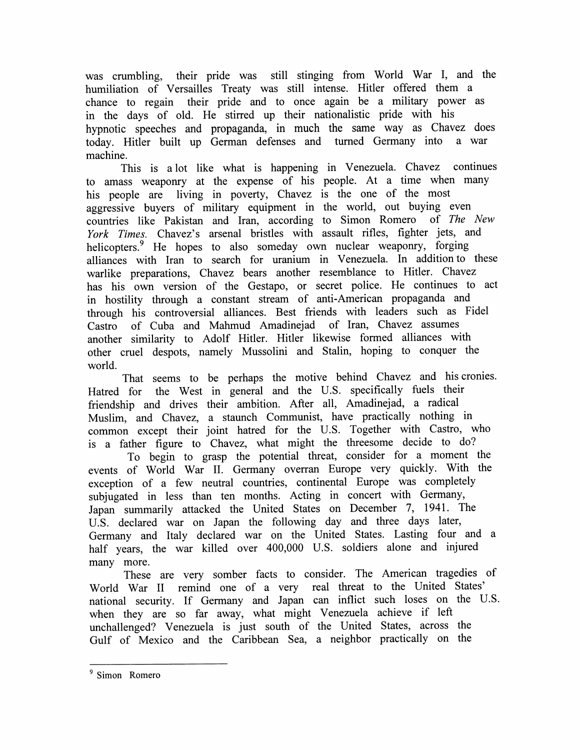was crumbling, their pride was still stinging from World War I, and the humiliation of Versailles Treaty was still intense. Hitler offered them a chance to regain their pride and to once again be a military power as in the days of old. He stirred up their nationalistic pride with his hypnotic speeches and propaganda, in much the same way as Chavez does today. Hitler built up German defenses and turned Germany into a war machine.

This is a lot like what is happening in Venezuela. Chavez continues to amass weaponry at the expense of his people. At a time when many his people are living in poverty, Chavez is the one of the most aggressive buyers of military equipment in the world, out buying even countries like Pakistan and Iran, according to Simon Romero of *The New York Times.* Chavez's arsenal bristles with assault rifles, fighter jets, and helicopters.[9] He hopes to also someday own nuclear weaponry, forging alliances with Iran to search for uranium in Venezuela. In addition to these warlike preparations, Chavez bears another resemblance to Hitler. Chavez has his own version of the Gestapo, or secret police. He continues to act in hostility through a constant stream of anti-American propaganda and through his controversial alliances. Best friends with leaders such as Fidel Castro of Cuba and Mahmud Amadinejad of Iran, Chavez assumes another similarity to Adolf Hitler. Hitler likewise formed alliances with other cruel despots, namely Mussolini and Stalin, hoping to conquer the world.

That seems to be perhaps the motive behind Chavez and his cronies. Hatred for the West in general and the U.S. specifically fuels their friendship and drives their ambition. After all, Amadinejad, a radical Muslim, and Chavez, a staunch Communist, have practically nothing in common except their joint hatred for the U.S. Together with Castro, who is a father figure to Chavez, what might the threesome decide to do?

To begin to grasp the potential threat, consider for a moment the events of World War II. Germany overran Europe very quickly. With the exception of a few neutral countries, continental Europe was completely subjugated in less than ten months. Acting in concert with Germany, Japan summarily attacked the United States on December 7, 1941. The U.S. declared war on Japan the following day and three days later, Germany and Italy declared war on the United States. Lasting four and a half years, the war killed over 400,000 U.S. soldiers alone and injured many more.

These are very somber facts to consider. The American tragedies of World War II remind one of a very real threat to the United States' national security. If Germany and Japan can inflict such loses on the U.S. when they are so far away, what might Venezuela achieve if left unchallenged? Venezuela is just south of the United States, across the Gulf of Mexico and the Caribbean Sea, a neighbor practically on the

---

[9] Simon Romero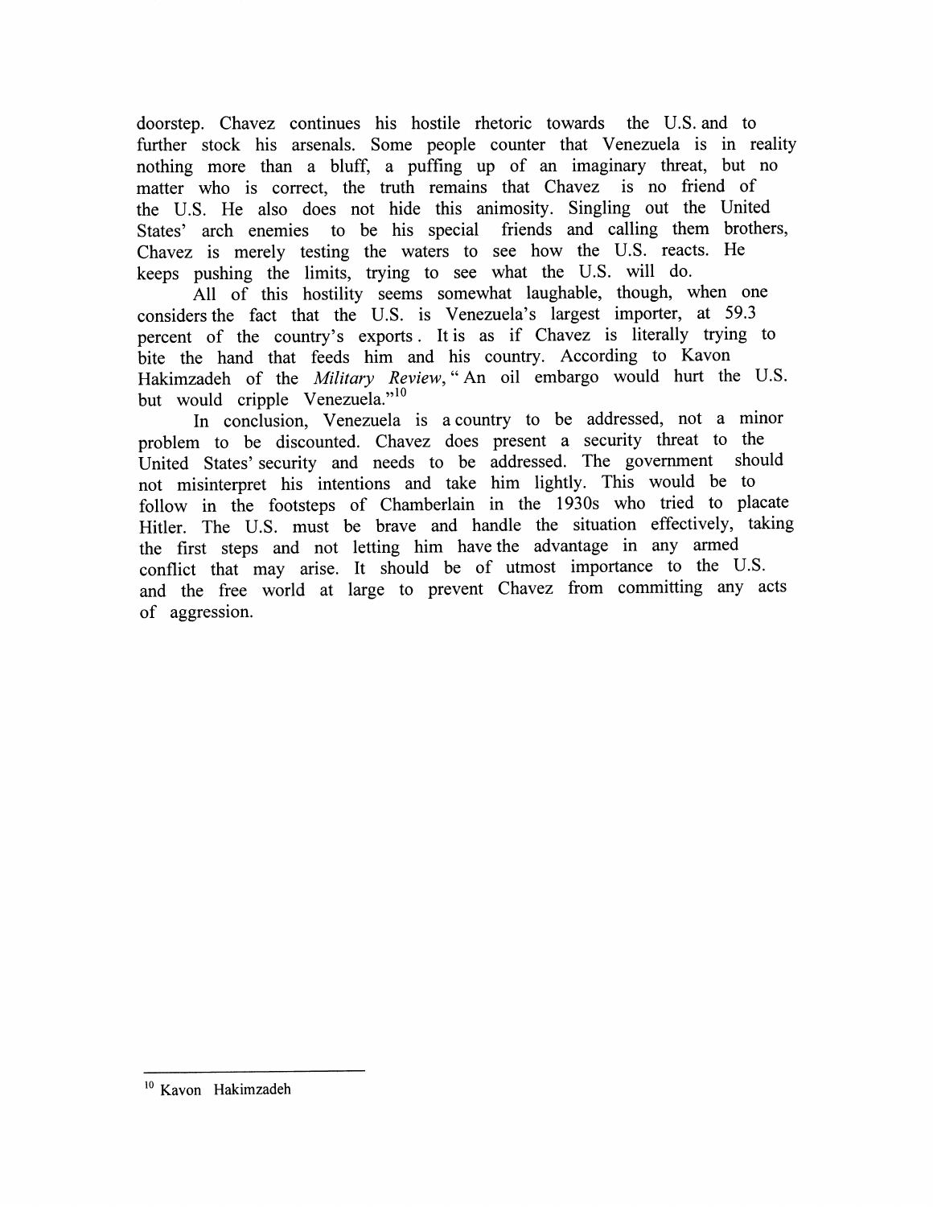doorstep. Chavez continues his hostile rhetoric towards the U.S. and to further stock his arsenals. Some people counter that Venezuela is in reality nothing more than a bluff, a puffing up of an imaginary threat, but no matter who is correct, the truth remains that Chavez is no friend of the U.S. He also does not hide this animosity. Singling out the United States' arch enemies to be his special friends and calling them brothers, Chavez is merely testing the waters to see how the U.S. reacts. He keeps pushing the limits, trying to see what the U.S. will do.

All of this hostility seems somewhat laughable, though, when one considers the fact that the U.S. is Venezuela's largest importer, at 59.3 percent of the country's exports. It is as if Chavez is literally trying to bite the hand that feeds him and his country. According to Kavon Hakimzadeh of the *Military Review*, " An oil embargo would hurt the U.S. but would cripple Venezuela."[10]

In conclusion, Venezuela is a country to be addressed, not a minor problem to be discounted. Chavez does present a security threat to the United States' security and needs to be addressed. The government should not misinterpret his intentions and take him lightly. This would be to follow in the footsteps of Chamberlain in the 1930s who tried to placate Hitler. The U.S. must be brave and handle the situation effectively, taking the first steps and not letting him have the advantage in any armed conflict that may arise. It should be of utmost importance to the U.S. and the free world at large to prevent Chavez from committing any acts of aggression.

---

[10] Kavon Hakimzadeh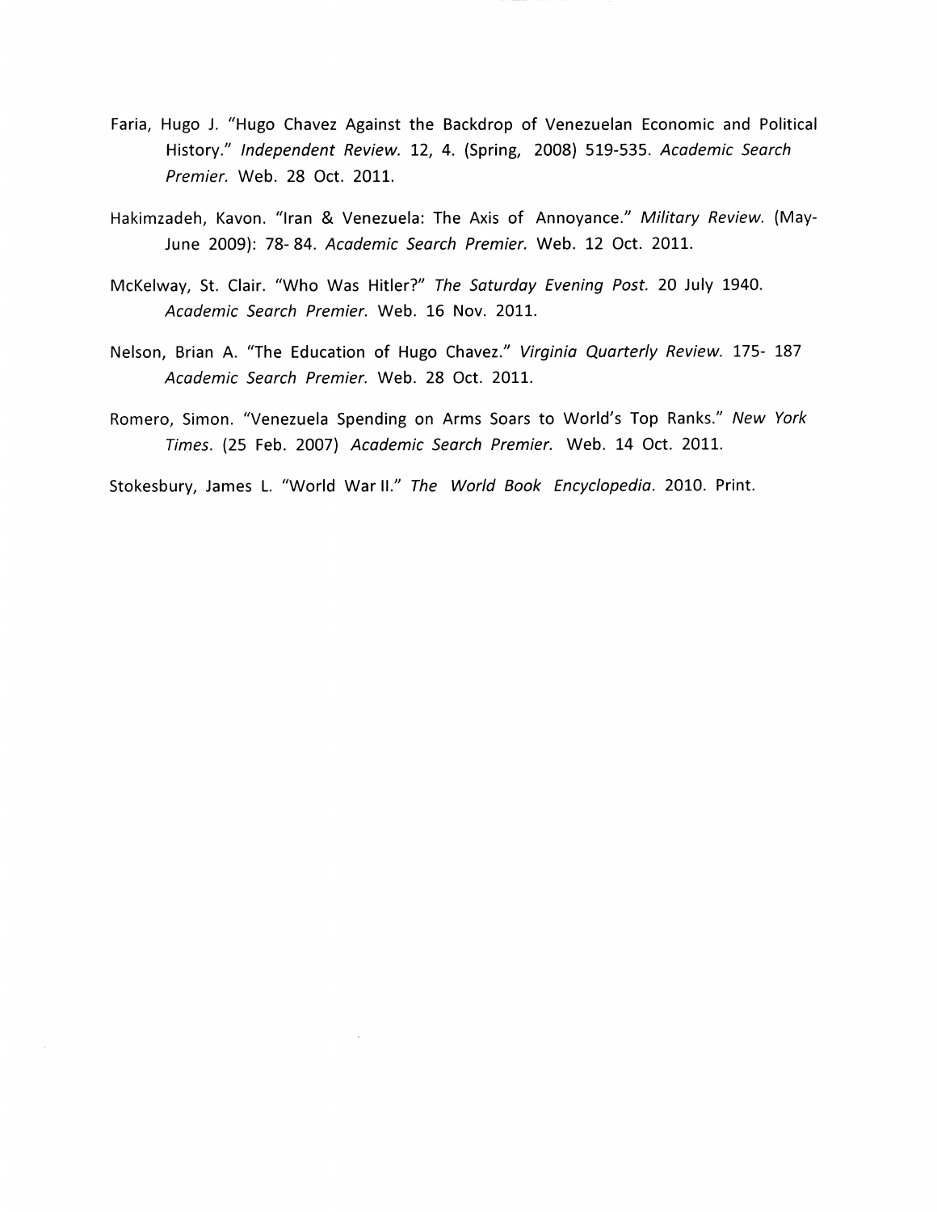Faria, Hugo J. "Hugo Chavez Against the Backdrop of Venezuelan Economic and Political History." *Independent Review.* 12, 4. (Spring, 2008) 519-535. *Academic Search Premier.* Web. 28 Oct. 2011.

Hakimzadeh, Kavon. "Iran & Venezuela: The Axis of Annoyance." *Military Review.* (May-June 2009): 78- 84. *Academic Search Premier.* Web. 12 Oct. 2011.

McKelway, St. Clair. "Who Was Hitler?" *The Saturday Evening Post.* 20 July 1940. *Academic Search Premier.* Web. 16 Nov. 2011.

Nelson, Brian A. "The Education of Hugo Chavez." *Virginia Quarterly Review.* 175- 187 *Academic Search Premier.* Web. 28 Oct. 2011.

Romero, Simon. "Venezuela Spending on Arms Soars to World's Top Ranks." *New York Times.* (25 Feb. 2007) *Academic Search Premier.* Web. 14 Oct. 2011.

Stokesbury, James L. "World War II." *The World Book Encyclopedia*. 2010. Print.